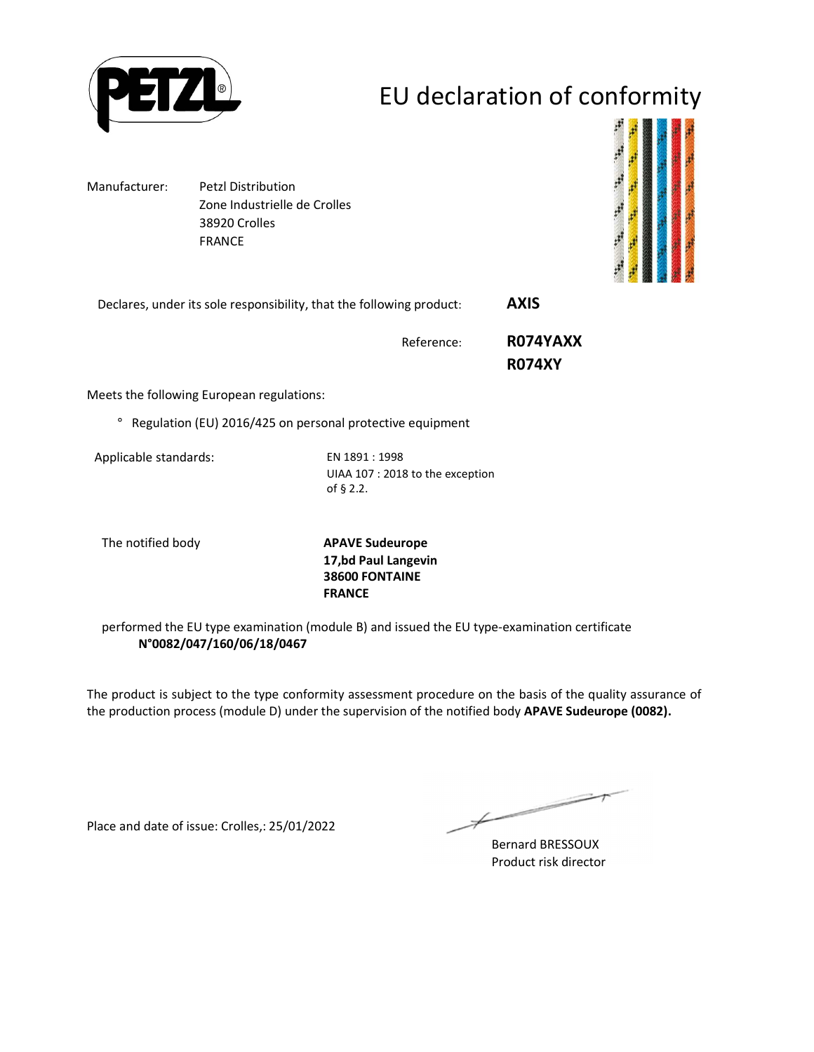# EU declaration of conformity

Manufacturer: Petzl Distribution
Zone Industrielle de Crolles
38920 Crolles
FRANCE

Declares, under its sole responsibility, that the following product: **AXIS**

Reference: **R074YAXX**
**R074XY**

Meets the following European regulations:

° Regulation (EU) 2016/425 on personal protective equipment

Applicable standards: EN 1891 : 1998
UIAA 107 : 2018 to the exception of § 2.2.

The notified body **APAVE Sudeurope**
**17,bd Paul Langevin**
**38600 FONTAINE**
**FRANCE**

performed the EU type examination (module B) and issued the EU type-examination certificate **N°0082/047/160/06/18/0467**

The product is subject to the type conformity assessment procedure on the basis of the quality assurance of the production process (module D) under the supervision of the notified body **APAVE Sudeurope (0082).**

Place and date of issue: Crolles,: 25/01/2022

Bernard BRESSOUX
Product risk director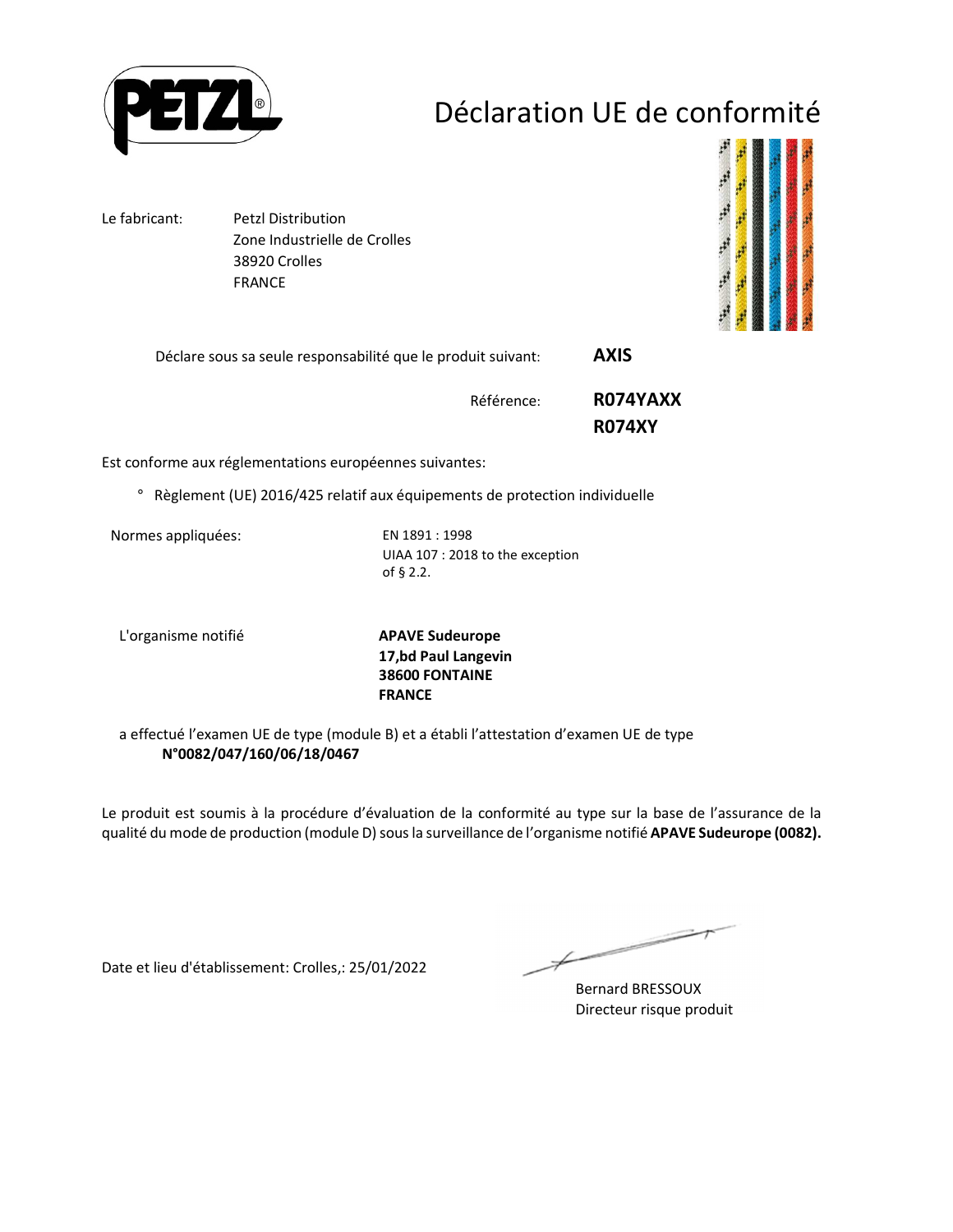# Déclaration UE de conformité

Le fabricant: Petzl Distribution
Zone Industrielle de Crolles
38920 Crolles
FRANCE

Déclare sous sa seule responsabilité que le produit suivant: **AXIS**

Référence: **R074YAXX**
**R074XY**

Est conforme aux réglementations européennes suivantes:

° Règlement (UE) 2016/425 relatif aux équipements de protection individuelle

Normes appliquées: EN 1891 : 1998
UIAA 107 : 2018 to the exception of § 2.2.

L'organisme notifié **APAVE Sudeurope**
**17,bd Paul Langevin**
**38600 FONTAINE**
**FRANCE**

a effectué l'examen UE de type (module B) et a établi l'attestation d'examen UE de type **N°0082/047/160/06/18/0467**

Le produit est soumis à la procédure d'évaluation de la conformité au type sur la base de l'assurance de la qualité du mode de production (module D) sous la surveillance de l'organisme notifié **APAVE Sudeurope (0082).**

Date et lieu d'établissement: Crolles,: 25/01/2022

Bernard BRESSOUX
Directeur risque produit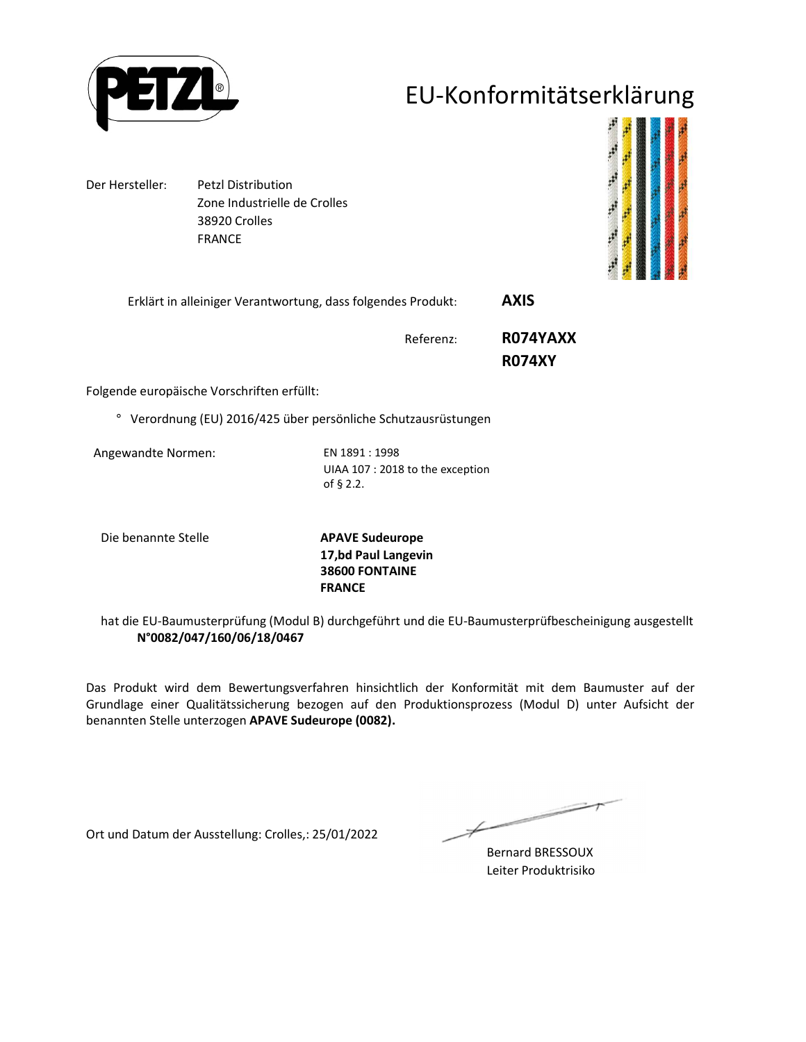# EU-Konformitätserklärung

Der Hersteller: Petzl Distribution
Zone Industrielle de Crolles
38920 Crolles
FRANCE

Erklärt in alleiniger Verantwortung, dass folgendes Produkt: **AXIS**

Referenz: **R074YAXX**
**R074XY**

Folgende europäische Vorschriften erfüllt:

° Verordnung (EU) 2016/425 über persönliche Schutzausrüstungen

Angewandte Normen: EN 1891 : 1998
UIAA 107 : 2018 to the exception of § 2.2.

Die benannte Stelle **APAVE Sudeurope**
**17,bd Paul Langevin**
**38600 FONTAINE**
**FRANCE**

hat die EU-Baumusterprüfung (Modul B) durchgeführt und die EU-Baumusterprüfbescheinigung ausgestellt **N°0082/047/160/06/18/0467**

Das Produkt wird dem Bewertungsverfahren hinsichtlich der Konformität mit dem Baumuster auf der Grundlage einer Qualitätssicherung bezogen auf den Produktionsprozess (Modul D) unter Aufsicht der benannten Stelle unterzogen **APAVE Sudeurope (0082).**

Ort und Datum der Ausstellung: Crolles,: 25/01/2022

Bernard BRESSOUX
Leiter Produktrisiko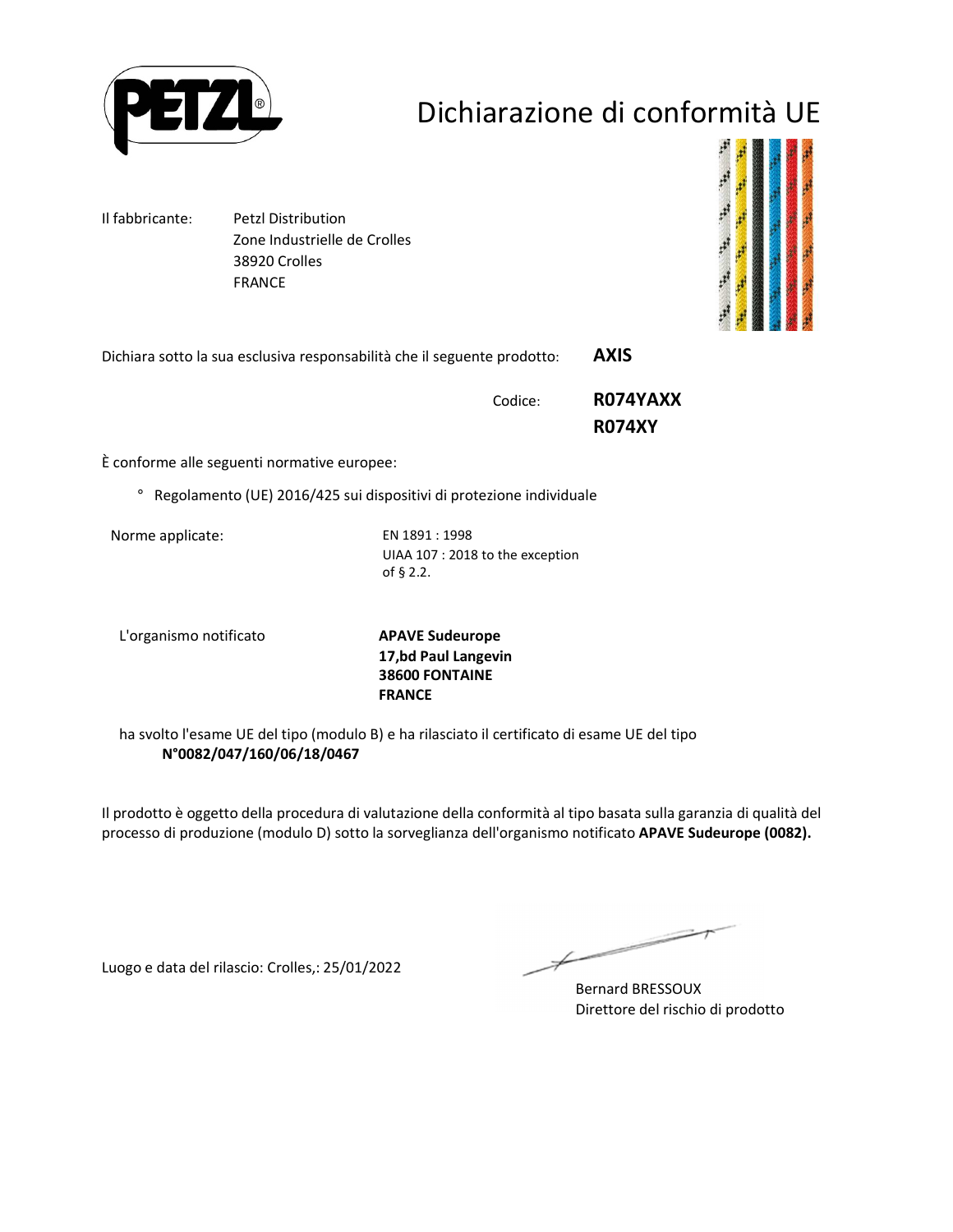# Dichiarazione di conformità UE

Il fabbricante: Petzl Distribution
Zone Industrielle de Crolles
38920 Crolles
FRANCE

Dichiara sotto la sua esclusiva responsabilità che il seguente prodotto: **AXIS**

Codice: **R074YAXX**
**R074XY**

È conforme alle seguenti normative europee:

° Regolamento (UE) 2016/425 sui dispositivi di protezione individuale

Norme applicate: EN 1891 : 1998
UIAA 107 : 2018 to the exception of § 2.2.

L'organismo notificato **APAVE Sudeurope**
**17,bd Paul Langevin**
**38600 FONTAINE**
**FRANCE**

ha svolto l'esame UE del tipo (modulo B) e ha rilasciato il certificato di esame UE del tipo
**N°0082/047/160/06/18/0467**

Il prodotto è oggetto della procedura di valutazione della conformità al tipo basata sulla garanzia di qualità del processo di produzione (modulo D) sotto la sorveglianza dell'organismo notificato **APAVE Sudeurope (0082).**

Luogo e data del rilascio: Crolles,: 25/01/2022

Bernard BRESSOUX
Direttore del rischio di prodotto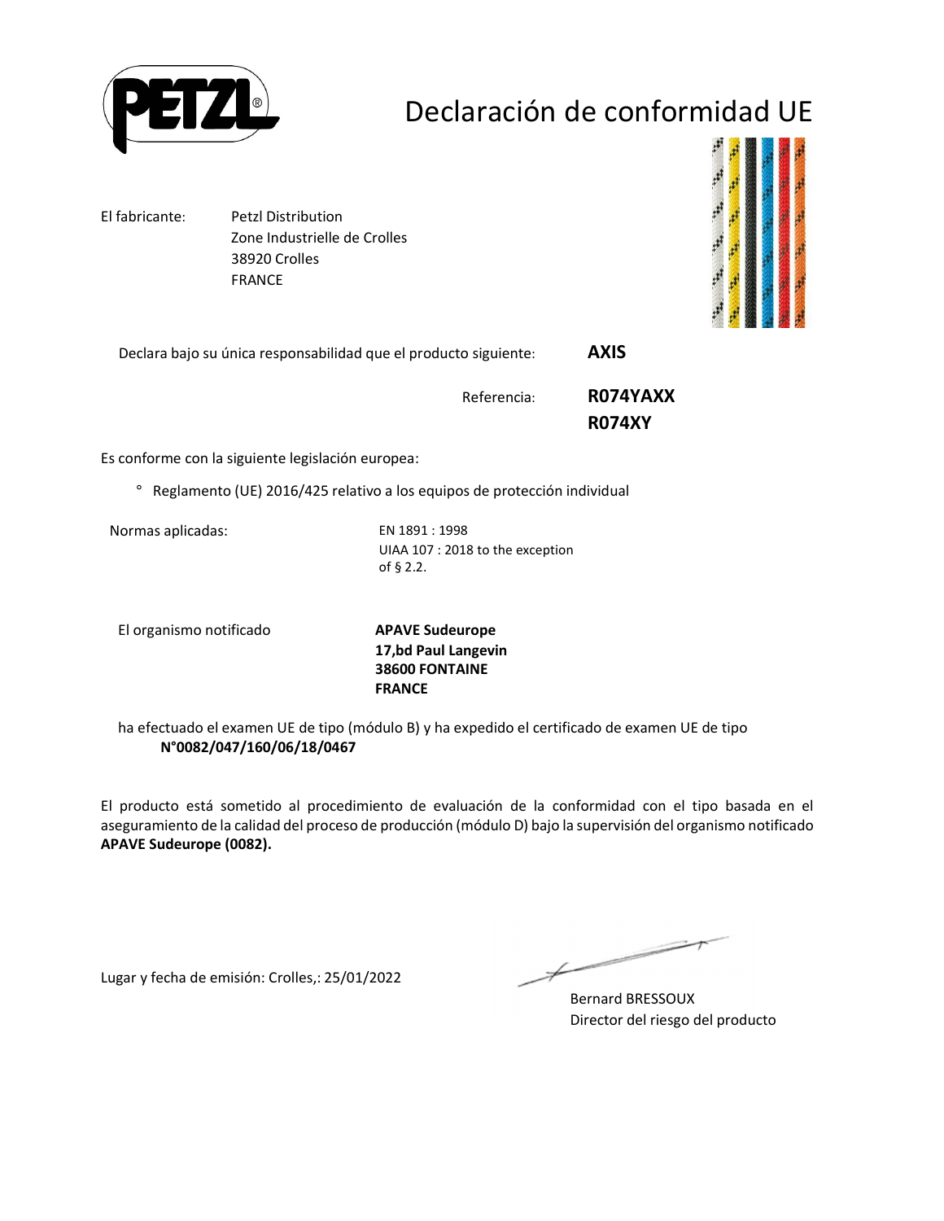# Declaración de conformidad UE

El fabricante: Petzl Distribution
Zone Industrielle de Crolles
38920 Crolles
FRANCE

Declara bajo su única responsabilidad que el producto siguiente: **AXIS**

Referencia: **R074YAXX**
**R074XY**

Es conforme con la siguiente legislación europea:

° Reglamento (UE) 2016/425 relativo a los equipos de protección individual

Normas aplicadas: EN 1891 : 1998
UIAA 107 : 2018 to the exception of § 2.2.

El organismo notificado **APAVE Sudeurope**
**17,bd Paul Langevin**
**38600 FONTAINE**
**FRANCE**

ha efectuado el examen UE de tipo (módulo B) y ha expedido el certificado de examen UE de tipo **N°0082/047/160/06/18/0467**

El producto está sometido al procedimiento de evaluación de la conformidad con el tipo basada en el aseguramiento de la calidad del proceso de producción (módulo D) bajo la supervisión del organismo notificado **APAVE Sudeurope (0082).**

Lugar y fecha de emisión: Crolles,: 25/01/2022

Bernard BRESSOUX
Director del riesgo del producto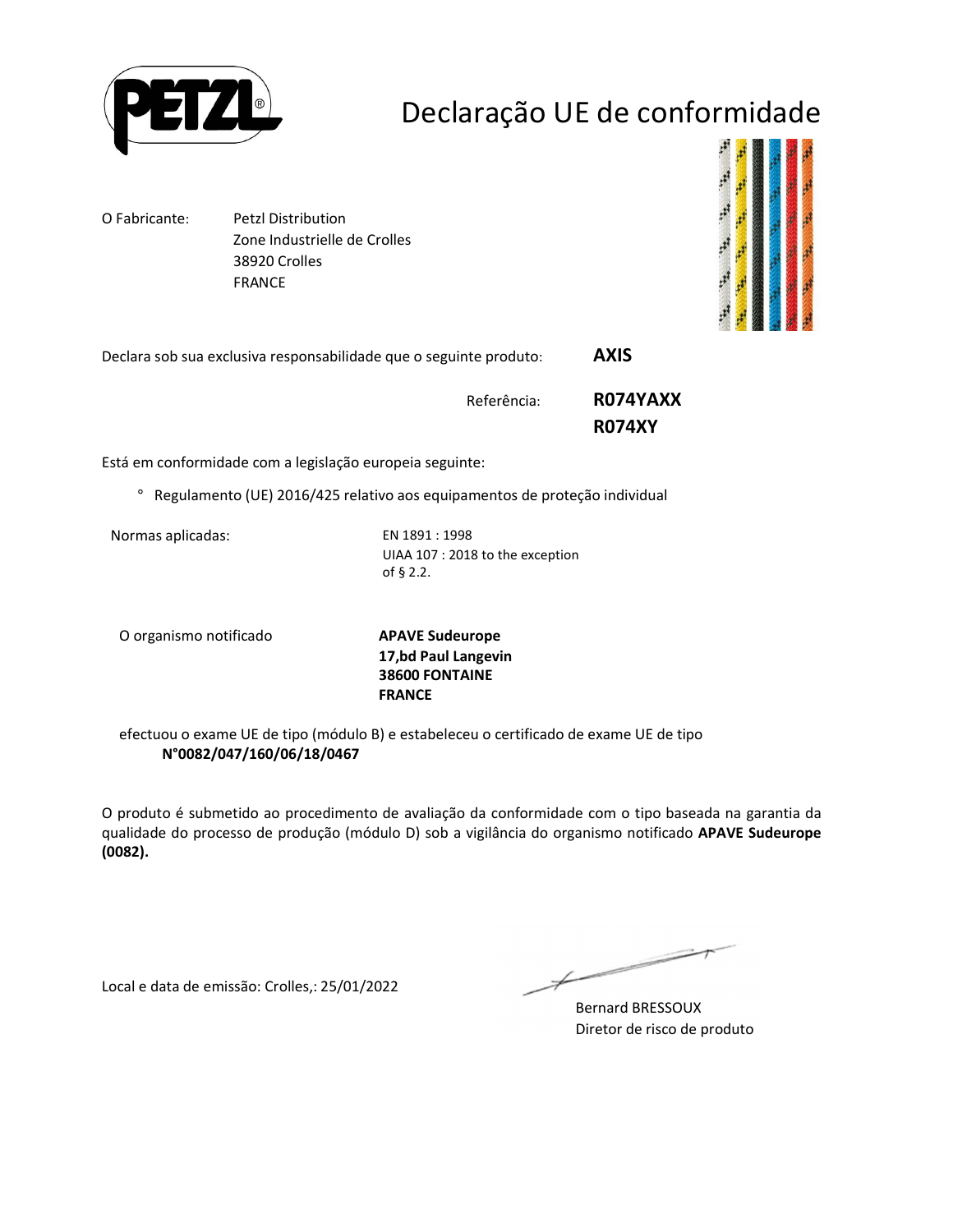# Declaração UE de conformidade

O Fabricante: Petzl Distribution
Zone Industrielle de Crolles
38920 Crolles
FRANCE

Declara sob sua exclusiva responsabilidade que o seguinte produto: **AXIS**

Referência: **R074YAXX**
**R074XY**

Está em conformidade com a legislação europeia seguinte:

- Regulamento (UE) 2016/425 relativo aos equipamentos de proteção individual

Normas aplicadas: EN 1891 : 1998
UIAA 107 : 2018 to the exception of § 2.2.

O organismo notificado **APAVE Sudeurope**
**17,bd Paul Langevin**
**38600 FONTAINE**
**FRANCE**

efectuou o exame UE de tipo (módulo B) e estabeleceu o certificado de exame UE de tipo
**N°0082/047/160/06/18/0467**

O produto é submetido ao procedimento de avaliação da conformidade com o tipo baseada na garantia da qualidade do processo de produção (módulo D) sob a vigilância do organismo notificado **APAVE Sudeurope (0082).**

Local e data de emissão: Crolles,: 25/01/2022

Bernard BRESSOUX
Diretor de risco de produto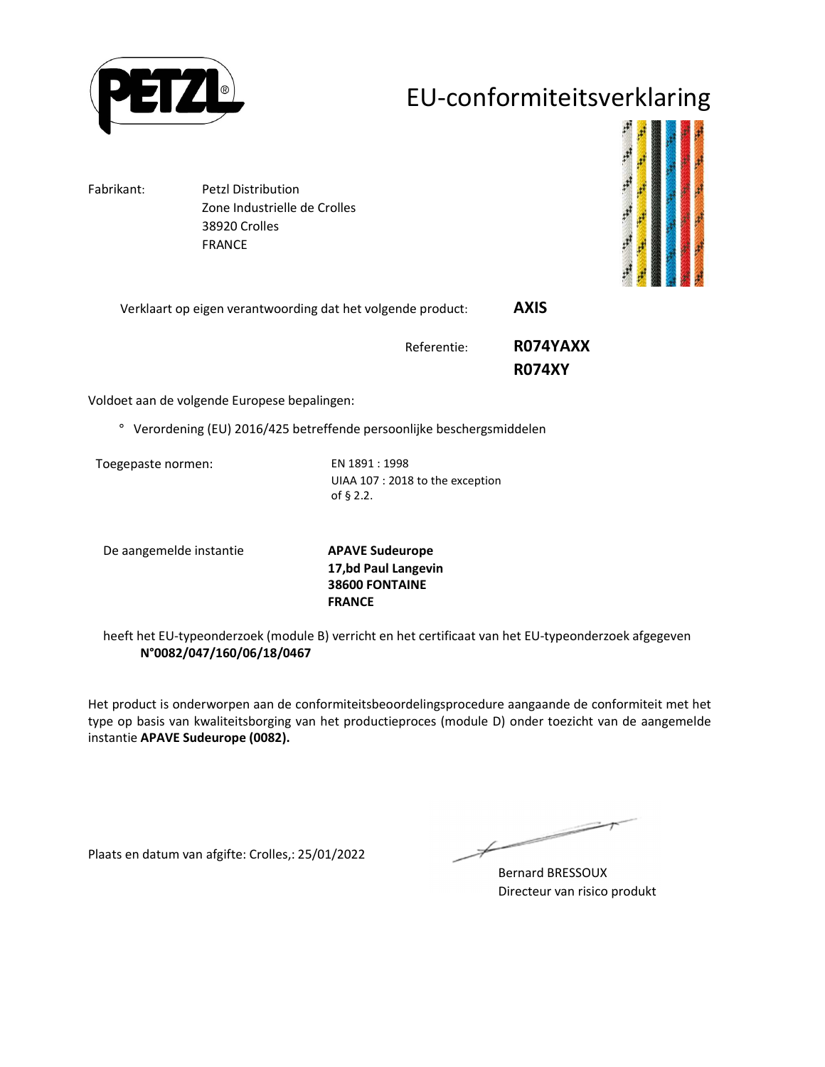# EU-conformiteitsverklaring

Fabrikant: Petzl Distribution
Zone Industrielle de Crolles
38920 Crolles
FRANCE

Verklaart op eigen verantwoording dat het volgende product: **AXIS**

Referentie: **R074YAXX**
**R074XY**

Voldoet aan de volgende Europese bepalingen:

° Verordening (EU) 2016/425 betreffende persoonlijke beschergsmiddelen

Toegepaste normen: EN 1891 : 1998
UIAA 107 : 2018 to the exception of § 2.2.

De aangemelde instantie **APAVE Sudeurope**
**17,bd Paul Langevin**
**38600 FONTAINE**
**FRANCE**

heeft het EU-typeonderzoek (module B) verricht en het certificaat van het EU-typeonderzoek afgegeven **N°0082/047/160/06/18/0467**

Het product is onderworpen aan de conformiteitsbeoordelingsprocedure aangaande de conformiteit met het type op basis van kwaliteitsborging van het productieproces (module D) onder toezicht van de aangemelde instantie **APAVE Sudeurope (0082).**

Plaats en datum van afgifte: Crolles,: 25/01/2022

Bernard BRESSOUX
Directeur van risico produkt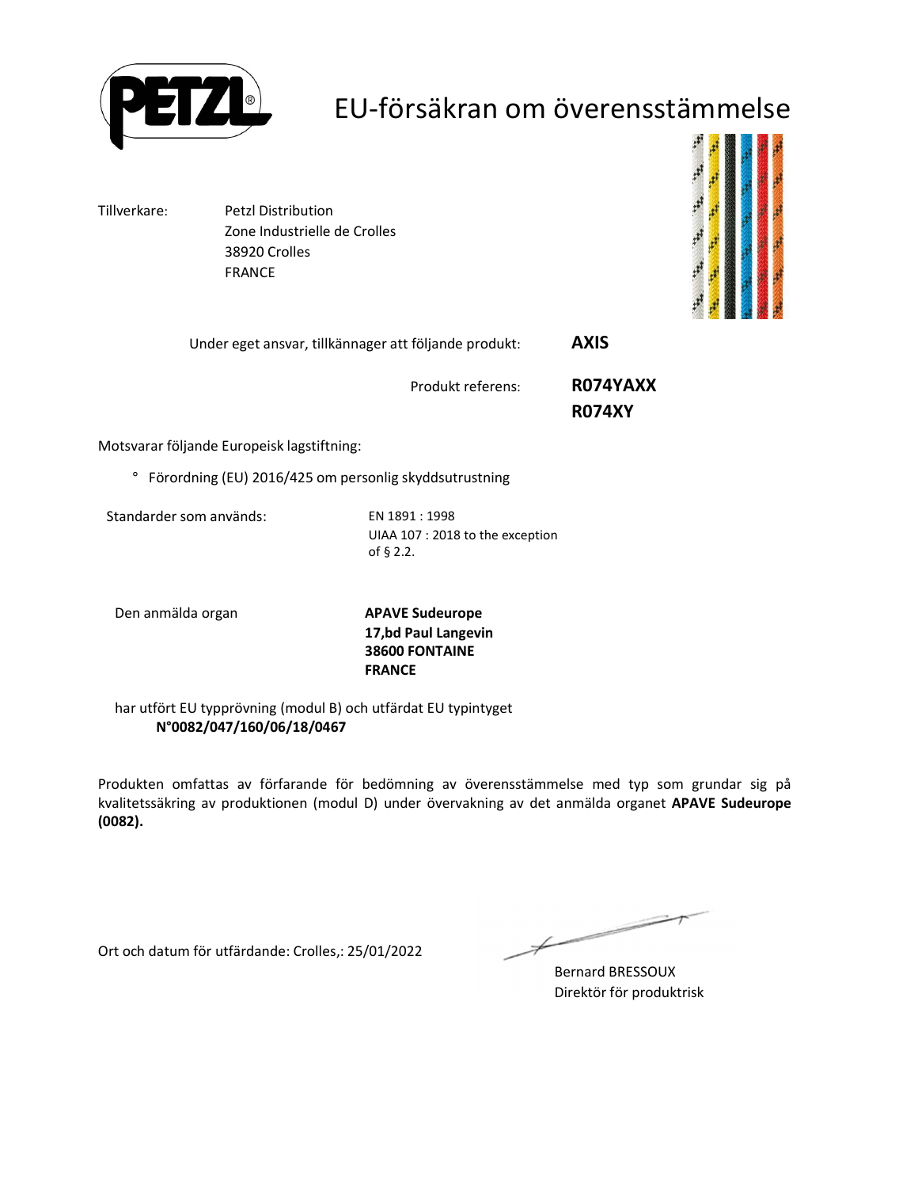# EU-försäkran om överensstämmelse

Tillverkare: Petzl Distribution
Zone Industrielle de Crolles
38920 Crolles
FRANCE

Under eget ansvar, tillkännager att följande produkt: **AXIS**

Produkt referens: **R074YAXX**
**R074XY**

Motsvarar följande Europeisk lagstiftning:

° Förordning (EU) 2016/425 om personlig skyddsutrustning

Standarder som används: EN 1891 : 1998
UIAA 107 : 2018 to the exception of § 2.2.

Den anmälda organ **APAVE Sudeurope**
**17,bd Paul Langevin**
**38600 FONTAINE**
**FRANCE**

har utfört EU typprövning (modul B) och utfärdat EU typintyget
**N°0082/047/160/06/18/0467**

Produkten omfattas av förfarande för bedömning av överensstämmelse med typ som grundar sig på kvalitetssäkring av produktionen (modul D) under övervakning av det anmälda organet **APAVE Sudeurope (0082).**

Ort och datum för utfärdande: Crolles,: 25/01/2022

Bernard BRESSOUX
Direktör för produktrisk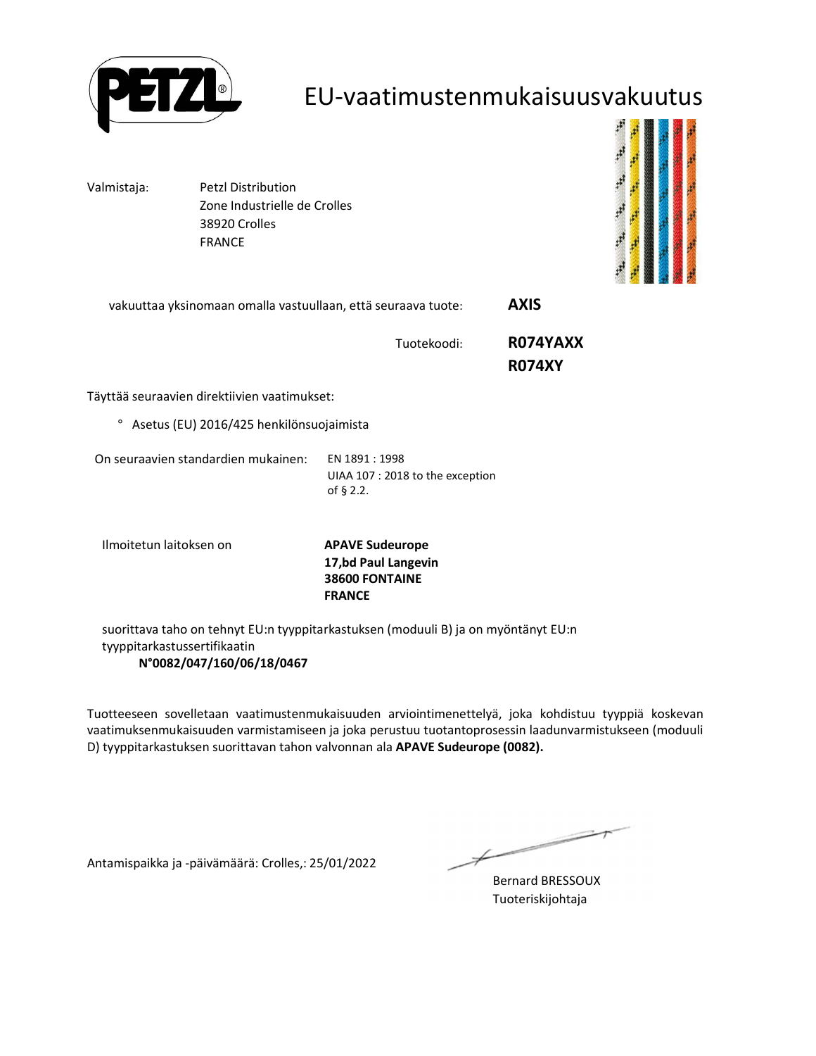# EU-vaatimustenmukaisuusvakuutus

Valmistaja: Petzl Distribution
Zone Industrielle de Crolles
38920 Crolles
FRANCE

vakuuttaa yksinomaan omalla vastuullaan, että seuraava tuote: **AXIS**

Tuotekoodi: **R074YAXX**
**R074XY**

Täyttää seuraavien direktiivien vaatimukset:

° Asetus (EU) 2016/425 henkilönsuojaimista

On seuraavien standardien mukainen: EN 1891 : 1998
UIAA 107 : 2018 to the exception of § 2.2.

Ilmoitetun laitoksen on **APAVE Sudeurope**
**17,bd Paul Langevin**
**38600 FONTAINE**
**FRANCE**

suorittava taho on tehnyt EU:n tyyppitarkastuksen (moduuli B) ja on myöntänyt EU:n tyyppitarkastussertifikaatin
**N°0082/047/160/06/18/0467**

Tuotteeseen sovelletaan vaatimustenmukaisuuden arviointimenettelyä, joka kohdistuu tyyppiä koskevan vaatimuksenmukaisuuden varmistamiseen ja joka perustuu tuotantoprosessin laadunvarmistukseen (moduuli D) tyyppitarkastuksen suorittavan tahon valvonnan ala **APAVE Sudeurope (0082).**

Antamispaikka ja -päivämäärä: Crolles,: 25/01/2022

Bernard BRESSOUX
Tuoteriskijohtaja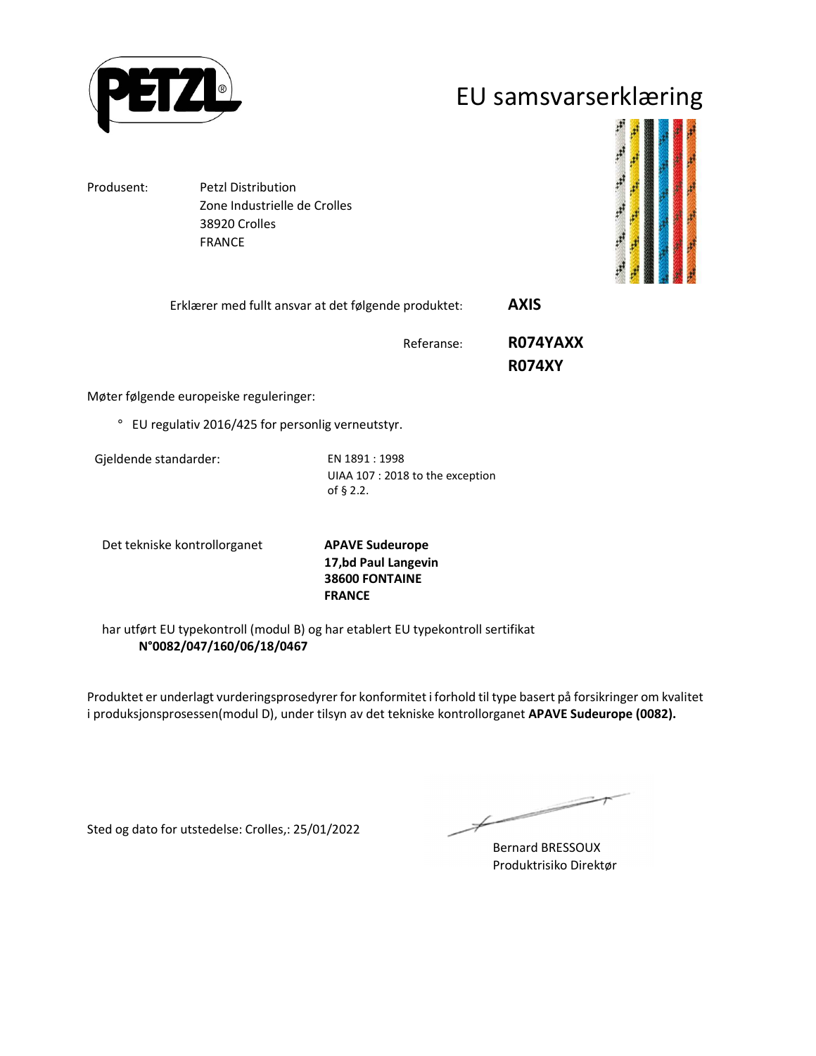# EU samsvarserklæring

Produsent: Petzl Distribution
Zone Industrielle de Crolles
38920 Crolles
FRANCE

Erklærer med fullt ansvar at det følgende produktet: **AXIS**

Referanse: **R074YAXX**
**R074XY**

Møter følgende europeiske reguleringer:

- EU regulativ 2016/425 for personlig verneutstyr.

Gjeldende standarder: EN 1891 : 1998
UIAA 107 : 2018 to the exception of § 2.2.

Det tekniske kontrollorganet **APAVE Sudeurope**
**17,bd Paul Langevin**
**38600 FONTAINE**
**FRANCE**

har utført EU typekontroll (modul B) og har etablert EU typekontroll sertifikat
**N°0082/047/160/06/18/0467**

Produktet er underlagt vurderingsprosedyrer for konformitet i forhold til type basert på forsikringer om kvalitet i produksjonsprosessen(modul D), under tilsyn av det tekniske kontrollorganet **APAVE Sudeurope (0082).**

Sted og dato for utstedelse: Crolles,: 25/01/2022

Bernard BRESSOUX
Produktrisiko Direktør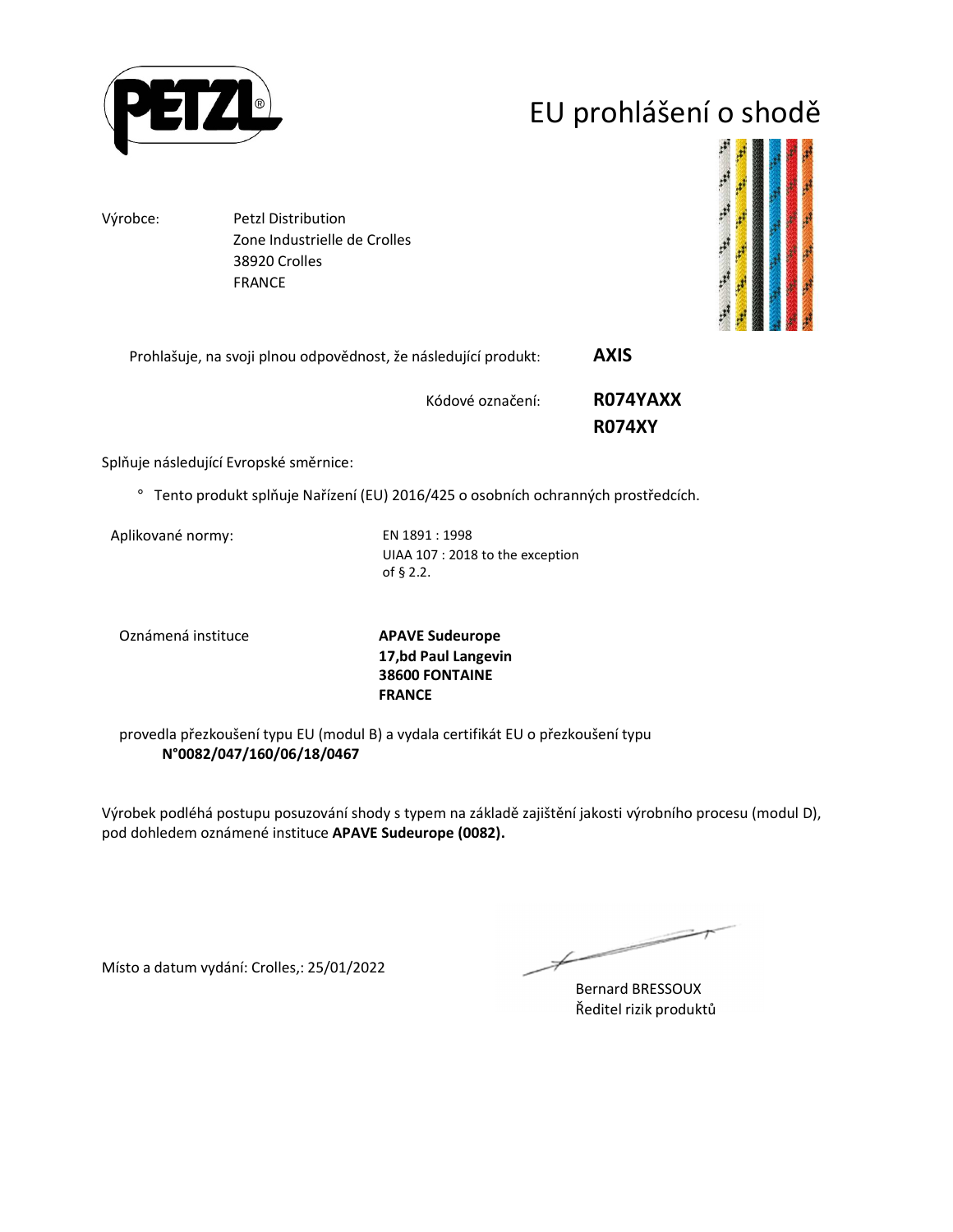# EU prohlášení o shodě

Výrobce: Petzl Distribution
Zone Industrielle de Crolles
38920 Crolles
FRANCE

Prohlašuje, na svoji plnou odpovědnost, že následující produkt: **AXIS**

Kódové označení: **R074YAXX**
**R074XY**

Splňuje následující Evropské směrnice:

° Tento produkt splňuje Nařízení (EU) 2016/425 o osobních ochranných prostředcích.

Aplikované normy: EN 1891 : 1998
UIAA 107 : 2018 to the exception of § 2.2.

Oznámená instituce **APAVE Sudeurope**
**17,bd Paul Langevin**
**38600 FONTAINE**
**FRANCE**

provedla přezkoušení typu EU (modul B) a vydala certifikát EU o přezkoušení typu
**N°0082/047/160/06/18/0467**

Výrobek podléhá postupu posuzování shody s typem na základě zajištění jakosti výrobního procesu (modul D), pod dohledem oznámené instituce **APAVE Sudeurope (0082).**

Místo a datum vydání: Crolles,: 25/01/2022

Bernard BRESSOUX
Ředitel rizik produktů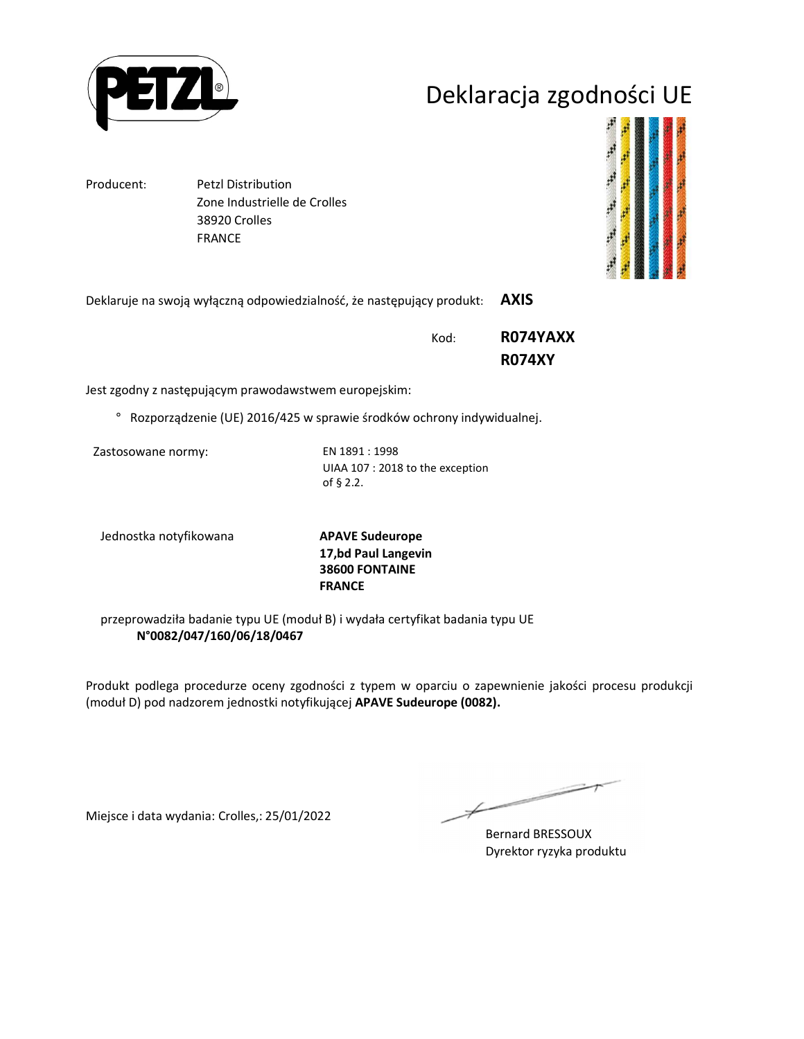# Deklaracja zgodności UE

Producent: Petzl Distribution
Zone Industrielle de Crolles
38920 Crolles
FRANCE

Deklaruje na swoją wyłączną odpowiedzialność, że następujący produkt: **AXIS**

Kod: **R074YAXX**
**R074XY**

Jest zgodny z następującym prawodawstwem europejskim:

- Rozporządzenie (UE) 2016/425 w sprawie środków ochrony indywidualnej.

Zastosowane normy:
EN 1891 : 1998
UIAA 107 : 2018 to the exception of § 2.2.

Jednostka notyfikowana
**APAVE Sudeurope**
**17,bd Paul Langevin**
**38600 FONTAINE**
**FRANCE**

przeprowadziła badanie typu UE (moduł B) i wydała certyfikat badania typu UE
**N°0082/047/160/06/18/0467**

Produkt podlega procedurze oceny zgodności z typem w oparciu o zapewnienie jakości procesu produkcji (moduł D) pod nadzorem jednostki notyfikującej **APAVE Sudeurope (0082).**

Miejsce i data wydania: Crolles,: 25/01/2022

Bernard BRESSOUX
Dyrektor ryzyka produktu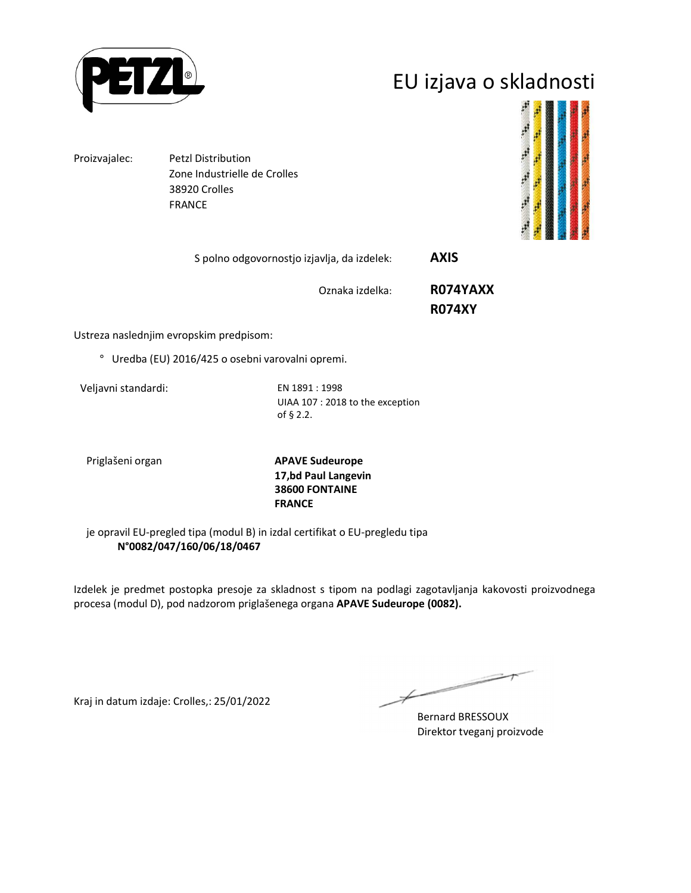# EU izjava o skladnosti

Proizvajalec: Petzl Distribution
Zone Industrielle de Crolles
38920 Crolles
FRANCE

S polno odgovornostjo izjavlja, da izdelek: **AXIS**

Oznaka izdelka: **R074YAXX**
**R074XY**

Ustreza naslednjim evropskim predpisom:

° Uredba (EU) 2016/425 o osebni varovalni opremi.

Veljavni standardi: EN 1891 : 1998
UIAA 107 : 2018 to the exception of § 2.2.

Priglašeni organ **APAVE Sudeurope**
**17,bd Paul Langevin**
**38600 FONTAINE**
**FRANCE**

je opravil EU-pregled tipa (modul B) in izdal certifikat o EU-pregledu tipa
**N°0082/047/160/06/18/0467**

Izdelek je predmet postopka presoje za skladnost s tipom na podlagi zagotavljanja kakovosti proizvodnega procesa (modul D), pod nadzorom priglašenega organa **APAVE Sudeurope (0082).**

Kraj in datum izdaje: Crolles,: 25/01/2022

Bernard BRESSOUX
Direktor tveganj proizvode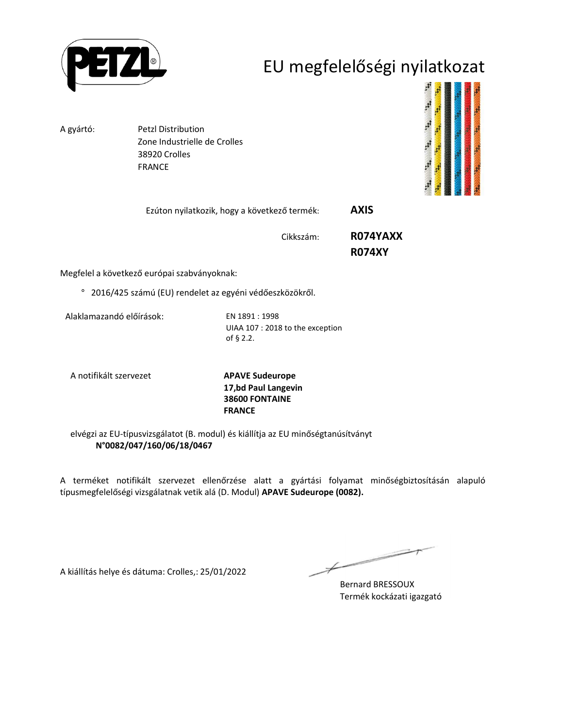# EU megfelelőségi nyilatkozat

A gyártó: Petzl Distribution
Zone Industrielle de Crolles
38920 Crolles
FRANCE

Ezúton nyilatkozik, hogy a következő termék: **AXIS**

Cikkszám: **R074YAXX**
**R074XY**

Megfelel a következő európai szabványoknak:

° 2016/425 számú (EU) rendelet az egyéni védőeszközökről.

Alaklamazandó előírások: EN 1891 : 1998
UIAA 107 : 2018 to the exception of § 2.2.

A notifikált szervezet **APAVE Sudeurope**
**17,bd Paul Langevin**
**38600 FONTAINE**
**FRANCE**

elvégzi az EU-típusvizsgálatot (B. modul) és kiállítja az EU minőségtanúsítványt
**N°0082/047/160/06/18/0467**

A terméket notifikált szervezet ellenőrzése alatt a gyártási folyamat minőségbiztosításán alapuló típusmegfelelőségi vizsgálatnak vetik alá (D. Modul) **APAVE Sudeurope (0082).**

A kiállítás helye és dátuma: Crolles,: 25/01/2022

Bernard BRESSOUX
Termék kockázati igazgató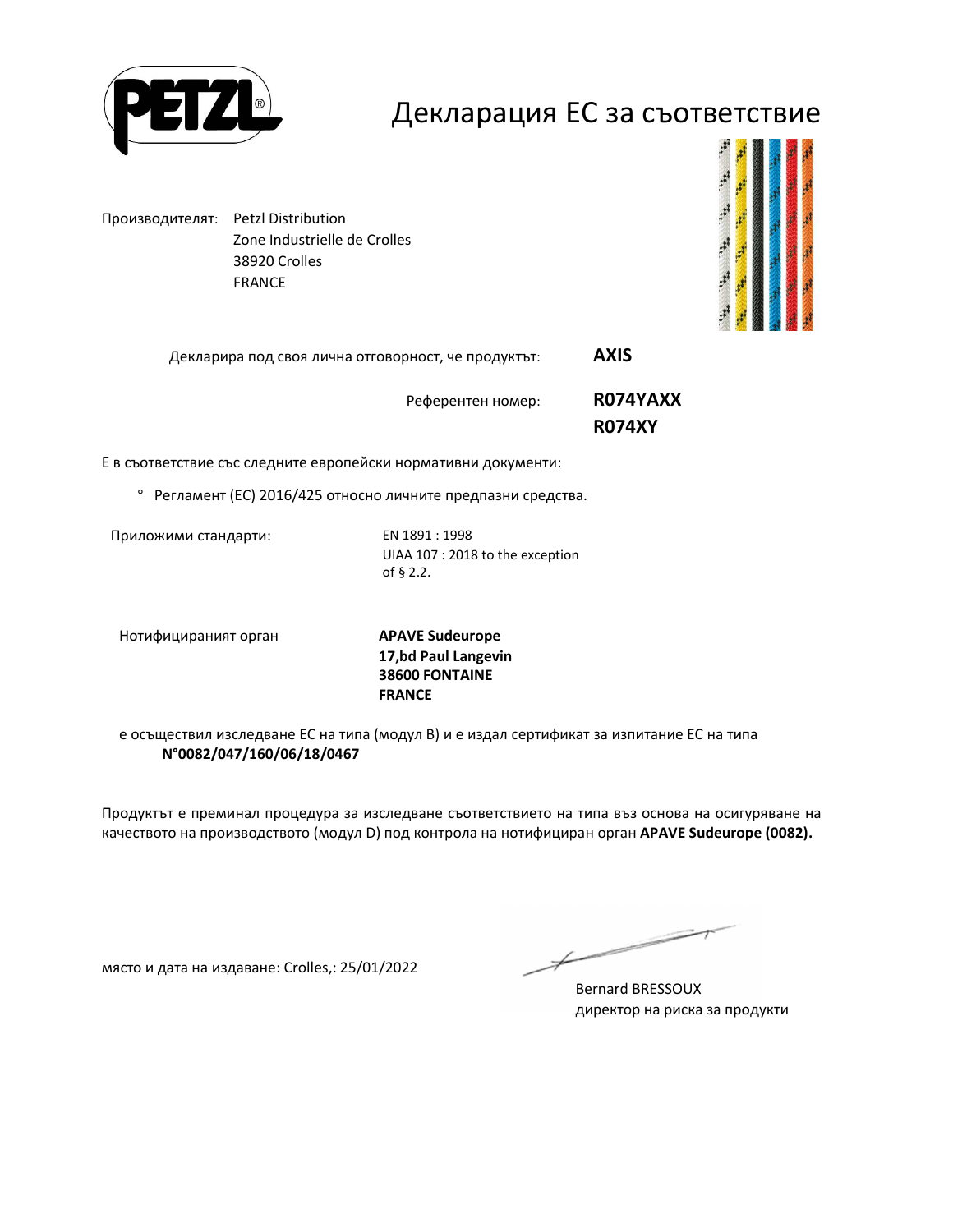PETZL

# Декларация ЕС за съответствие

Производителят: Petzl Distribution
Zone Industrielle de Crolles
38920 Crolles
FRANCE

Декларира под своя лична отговорност, че продуктът: **AXIS**

Референтен номер: **R074YAXX**
**R074XY**

Е в съответствие със следните европейски нормативни документи:

° Регламент (ЕС) 2016/425 относно личните предпазни средства.

Приложими стандарти:
EN 1891 : 1998
UIAA 107 : 2018 to the exception of § 2.2.

Нотифицираният орган
**APAVE Sudeurope**
**17,bd Paul Langevin**
**38600 FONTAINE**
**FRANCE**

е осъществил изследване ЕС на типа (модул B) и е издал сертификат за изпитание ЕС на типа
**N°0082/047/160/06/18/0467**

Продуктът е преминал процедура за изследване съответствието на типа въз основа на осигуряване на качеството на производството (модул D) под контрола на нотифициран орган **APAVE Sudeurope (0082).**

място и дата на издаване: Crolles,: 25/01/2022

Bernard BRESSOUX
директор на риска за продукти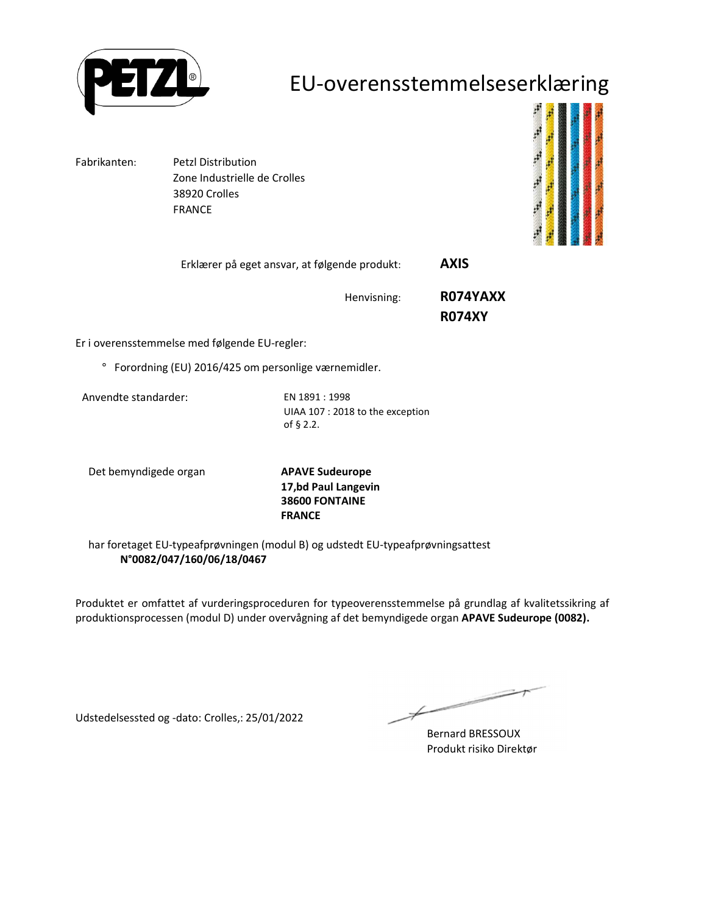# EU-overensstemmelseserklæring

Fabrikanten: Petzl Distribution
Zone Industrielle de Crolles
38920 Crolles
FRANCE

Erklærer på eget ansvar, at følgende produkt: **AXIS**

Henvisning: **R074YAXX**
**R074XY**

Er i overensstemmelse med følgende EU-regler:

° Forordning (EU) 2016/425 om personlige værnemidler.

Anvendte standarder: EN 1891 : 1998
UIAA 107 : 2018 to the exception of § 2.2.

Det bemyndigede organ **APAVE Sudeurope**
**17,bd Paul Langevin**
**38600 FONTAINE**
**FRANCE**

har foretaget EU-typeafprøvningen (modul B) og udstedt EU-typeafprøvningsattest
**N°0082/047/160/06/18/0467**

Produktet er omfattet af vurderingsproceduren for typeoverensstemmelse på grundlag af kvalitetssikring af produktionsprocessen (modul D) under overvågning af det bemyndigede organ **APAVE Sudeurope (0082).**

Udstedelsessted og -dato: Crolles,: 25/01/2022

Bernard BRESSOUX
Produkt risiko Direktør